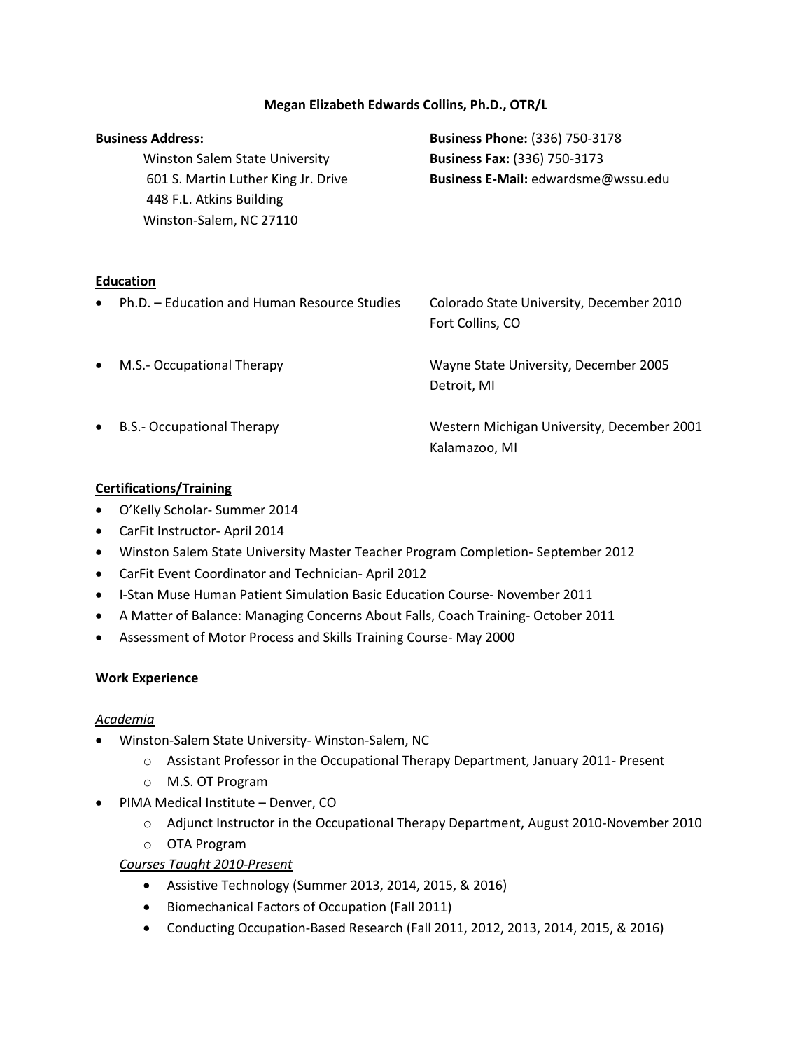**Megan Elizabeth Edwards Collins, Ph.D., OTR/L**

**Business Address:**
Winston Salem State University
601 S. Martin Luther King Jr. Drive
448 F.L. Atkins Building
Winston-Salem, NC 27110

**Business Phone:** (336) 750-3178
**Business Fax:** (336) 750-3173
**Business E-Mail:** edwardsme@wssu.edu

## Education

- Ph.D. – Education and Human Resource Studies — Colorado State University, December 2010, Fort Collins, CO
- M.S.- Occupational Therapy — Wayne State University, December 2005, Detroit, MI
- B.S.- Occupational Therapy — Western Michigan University, December 2001, Kalamazoo, MI

## Certifications/Training

- O'Kelly Scholar- Summer 2014
- CarFit Instructor- April 2014
- Winston Salem State University Master Teacher Program Completion- September 2012
- CarFit Event Coordinator and Technician- April 2012
- I-Stan Muse Human Patient Simulation Basic Education Course- November 2011
- A Matter of Balance: Managing Concerns About Falls, Coach Training- October 2011
- Assessment of Motor Process and Skills Training Course- May 2000

## Work Experience

*Academia*

- Winston-Salem State University- Winston-Salem, NC
  - Assistant Professor in the Occupational Therapy Department, January 2011- Present
  - M.S. OT Program
- PIMA Medical Institute – Denver, CO
  - Adjunct Instructor in the Occupational Therapy Department, August 2010-November 2010
  - OTA Program

*Courses Taught 2010-Present*

- Assistive Technology (Summer 2013, 2014, 2015, & 2016)
- Biomechanical Factors of Occupation (Fall 2011)
- Conducting Occupation-Based Research (Fall 2011, 2012, 2013, 2014, 2015, & 2016)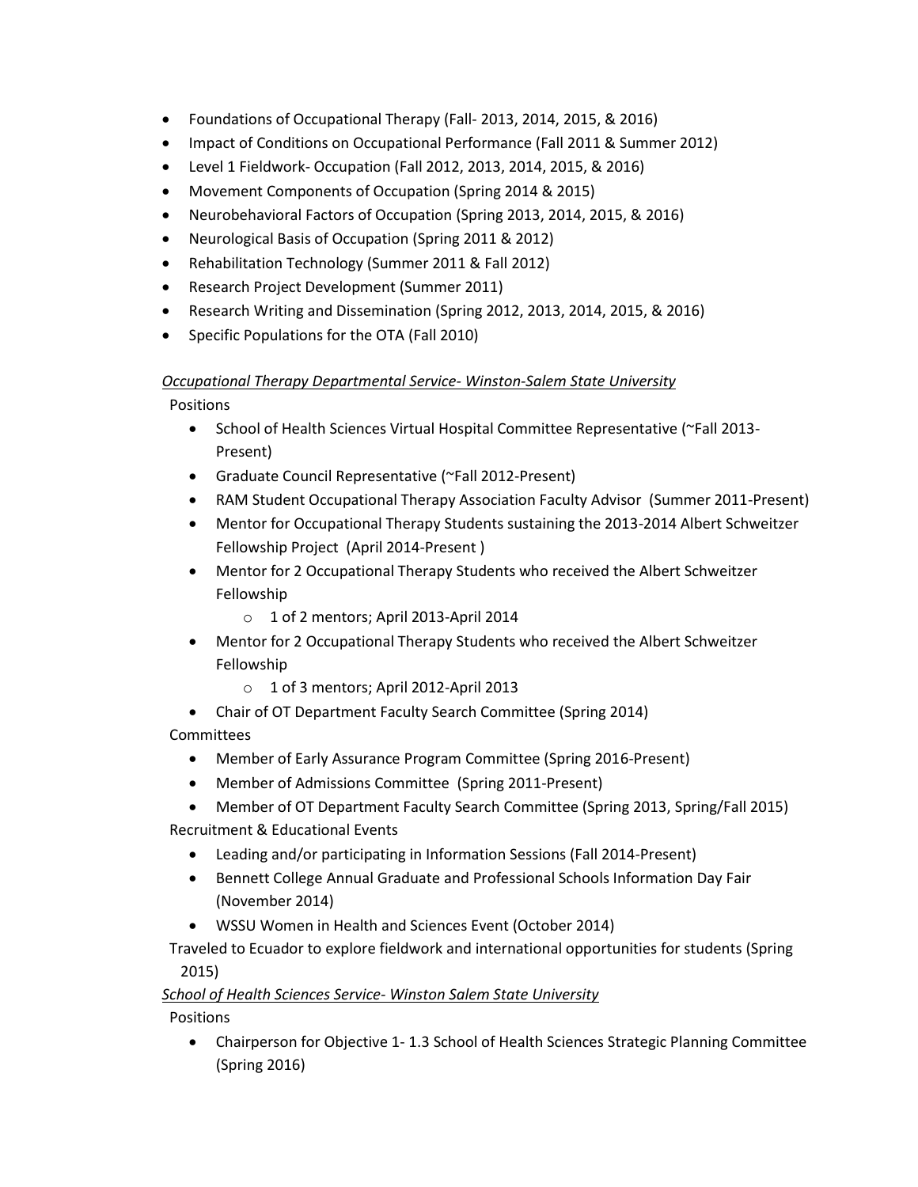- Foundations of Occupational Therapy (Fall- 2013, 2014, 2015, & 2016)
- Impact of Conditions on Occupational Performance (Fall 2011 & Summer 2012)
- Level 1 Fieldwork- Occupation (Fall 2012, 2013, 2014, 2015, & 2016)
- Movement Components of Occupation (Spring 2014 & 2015)
- Neurobehavioral Factors of Occupation (Spring 2013, 2014, 2015, & 2016)
- Neurological Basis of Occupation (Spring 2011 & 2012)
- Rehabilitation Technology (Summer 2011 & Fall 2012)
- Research Project Development (Summer 2011)
- Research Writing and Dissemination (Spring 2012, 2013, 2014, 2015, & 2016)
- Specific Populations for the OTA (Fall 2010)

*<u>Occupational Therapy Departmental Service- Winston-Salem State University</u>*

Positions

- School of Health Sciences Virtual Hospital Committee Representative (~Fall 2013-Present)
- Graduate Council Representative (~Fall 2012-Present)
- RAM Student Occupational Therapy Association Faculty Advisor (Summer 2011-Present)
- Mentor for Occupational Therapy Students sustaining the 2013-2014 Albert Schweitzer Fellowship Project (April 2014-Present )
- Mentor for 2 Occupational Therapy Students who received the Albert Schweitzer Fellowship
    - 1 of 2 mentors; April 2013-April 2014
- Mentor for 2 Occupational Therapy Students who received the Albert Schweitzer Fellowship
    - 1 of 3 mentors; April 2012-April 2013
- Chair of OT Department Faculty Search Committee (Spring 2014)

Committees

- Member of Early Assurance Program Committee (Spring 2016-Present)
- Member of Admissions Committee (Spring 2011-Present)
- Member of OT Department Faculty Search Committee (Spring 2013, Spring/Fall 2015)

Recruitment & Educational Events

- Leading and/or participating in Information Sessions (Fall 2014-Present)
- Bennett College Annual Graduate and Professional Schools Information Day Fair (November 2014)
- WSSU Women in Health and Sciences Event (October 2014)

Traveled to Ecuador to explore fieldwork and international opportunities for students (Spring 2015)

*<u>School of Health Sciences Service- Winston Salem State University</u>*

Positions

- Chairperson for Objective 1- 1.3 School of Health Sciences Strategic Planning Committee (Spring 2016)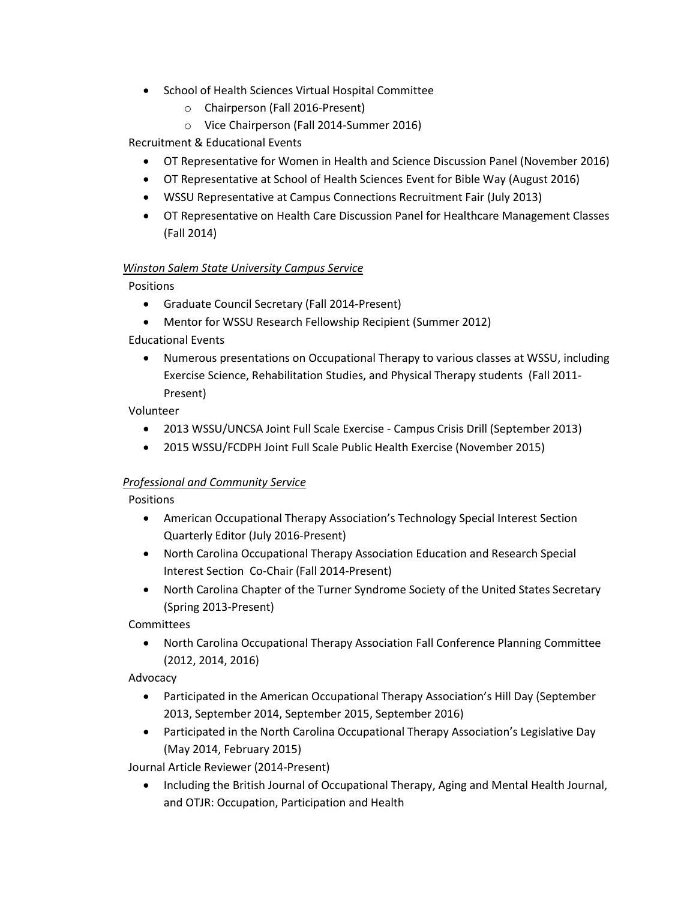- School of Health Sciences Virtual Hospital Committee
  - Chairperson (Fall 2016-Present)
  - Vice Chairperson (Fall 2014-Summer 2016)

Recruitment & Educational Events

- OT Representative for Women in Health and Science Discussion Panel (November 2016)
- OT Representative at School of Health Sciences Event for Bible Way (August 2016)
- WSSU Representative at Campus Connections Recruitment Fair (July 2013)
- OT Representative on Health Care Discussion Panel for Healthcare Management Classes (Fall 2014)

*<u>Winston Salem State University Campus Service</u>*

Positions

- Graduate Council Secretary (Fall 2014-Present)
- Mentor for WSSU Research Fellowship Recipient (Summer 2012)

Educational Events

- Numerous presentations on Occupational Therapy to various classes at WSSU, including Exercise Science, Rehabilitation Studies, and Physical Therapy students (Fall 2011-Present)

Volunteer

- 2013 WSSU/UNCSA Joint Full Scale Exercise - Campus Crisis Drill (September 2013)
- 2015 WSSU/FCDPH Joint Full Scale Public Health Exercise (November 2015)

*<u>Professional and Community Service</u>*

Positions

- American Occupational Therapy Association's Technology Special Interest Section Quarterly Editor (July 2016-Present)
- North Carolina Occupational Therapy Association Education and Research Special Interest Section Co-Chair (Fall 2014-Present)
- North Carolina Chapter of the Turner Syndrome Society of the United States Secretary (Spring 2013-Present)

Committees

- North Carolina Occupational Therapy Association Fall Conference Planning Committee (2012, 2014, 2016)

Advocacy

- Participated in the American Occupational Therapy Association's Hill Day (September 2013, September 2014, September 2015, September 2016)
- Participated in the North Carolina Occupational Therapy Association's Legislative Day (May 2014, February 2015)

Journal Article Reviewer (2014-Present)

- Including the British Journal of Occupational Therapy, Aging and Mental Health Journal, and OTJR: Occupation, Participation and Health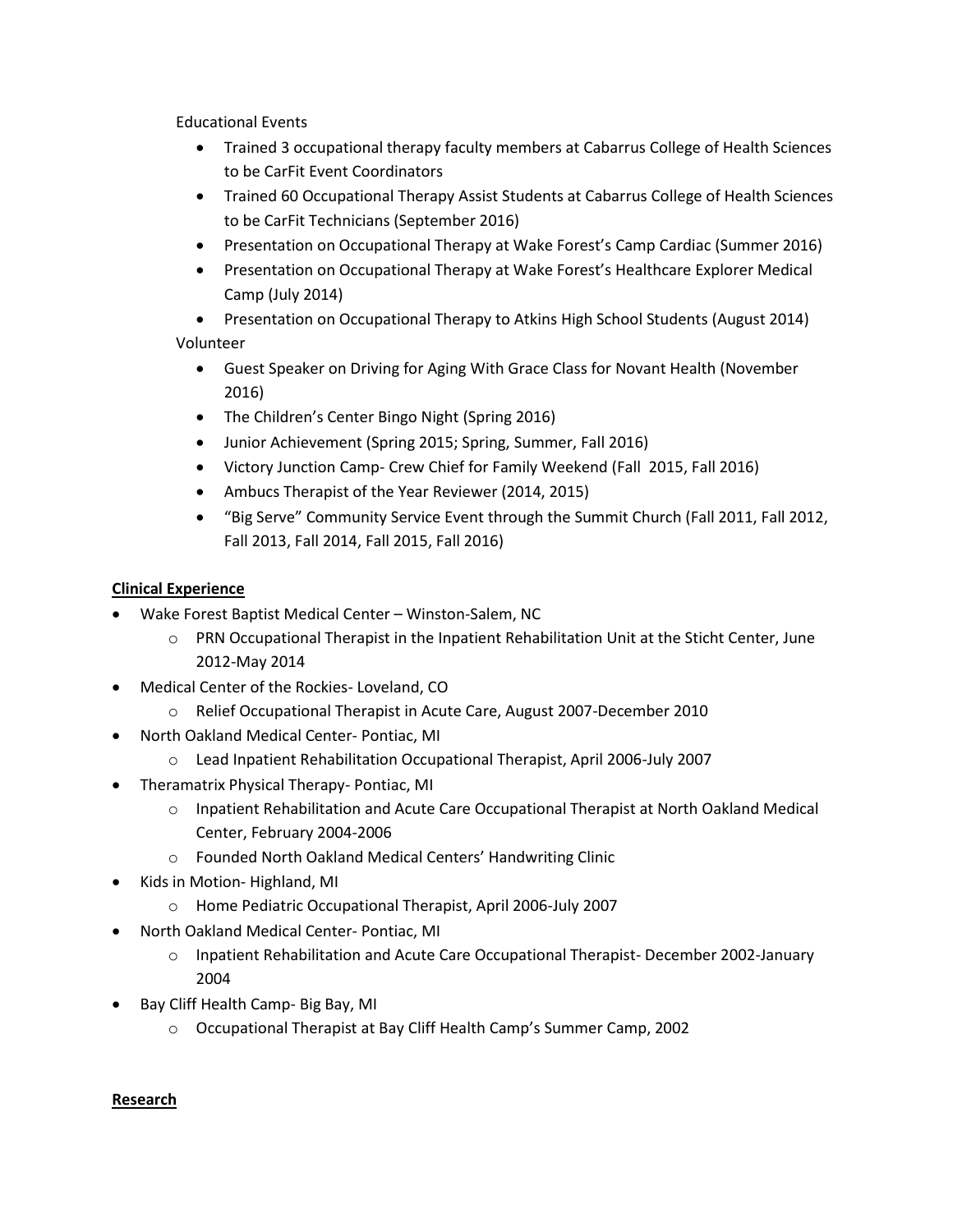Educational Events

- Trained 3 occupational therapy faculty members at Cabarrus College of Health Sciences to be CarFit Event Coordinators
- Trained 60 Occupational Therapy Assist Students at Cabarrus College of Health Sciences to be CarFit Technicians (September 2016)
- Presentation on Occupational Therapy at Wake Forest's Camp Cardiac (Summer 2016)
- Presentation on Occupational Therapy at Wake Forest's Healthcare Explorer Medical Camp (July 2014)
- Presentation on Occupational Therapy to Atkins High School Students (August 2014)

Volunteer

- Guest Speaker on Driving for Aging With Grace Class for Novant Health (November 2016)
- The Children's Center Bingo Night (Spring 2016)
- Junior Achievement (Spring 2015; Spring, Summer, Fall 2016)
- Victory Junction Camp- Crew Chief for Family Weekend (Fall 2015, Fall 2016)
- Ambucs Therapist of the Year Reviewer (2014, 2015)
- "Big Serve" Community Service Event through the Summit Church (Fall 2011, Fall 2012, Fall 2013, Fall 2014, Fall 2015, Fall 2016)

## Clinical Experience

- Wake Forest Baptist Medical Center – Winston-Salem, NC
  - PRN Occupational Therapist in the Inpatient Rehabilitation Unit at the Sticht Center, June 2012-May 2014
- Medical Center of the Rockies- Loveland, CO
  - Relief Occupational Therapist in Acute Care, August 2007-December 2010
- North Oakland Medical Center- Pontiac, MI
  - Lead Inpatient Rehabilitation Occupational Therapist, April 2006-July 2007
- Theramatrix Physical Therapy- Pontiac, MI
  - Inpatient Rehabilitation and Acute Care Occupational Therapist at North Oakland Medical Center, February 2004-2006
  - Founded North Oakland Medical Centers' Handwriting Clinic
- Kids in Motion- Highland, MI
  - Home Pediatric Occupational Therapist, April 2006-July 2007
- North Oakland Medical Center- Pontiac, MI
  - Inpatient Rehabilitation and Acute Care Occupational Therapist- December 2002-January 2004
- Bay Cliff Health Camp- Big Bay, MI
  - Occupational Therapist at Bay Cliff Health Camp's Summer Camp, 2002

## Research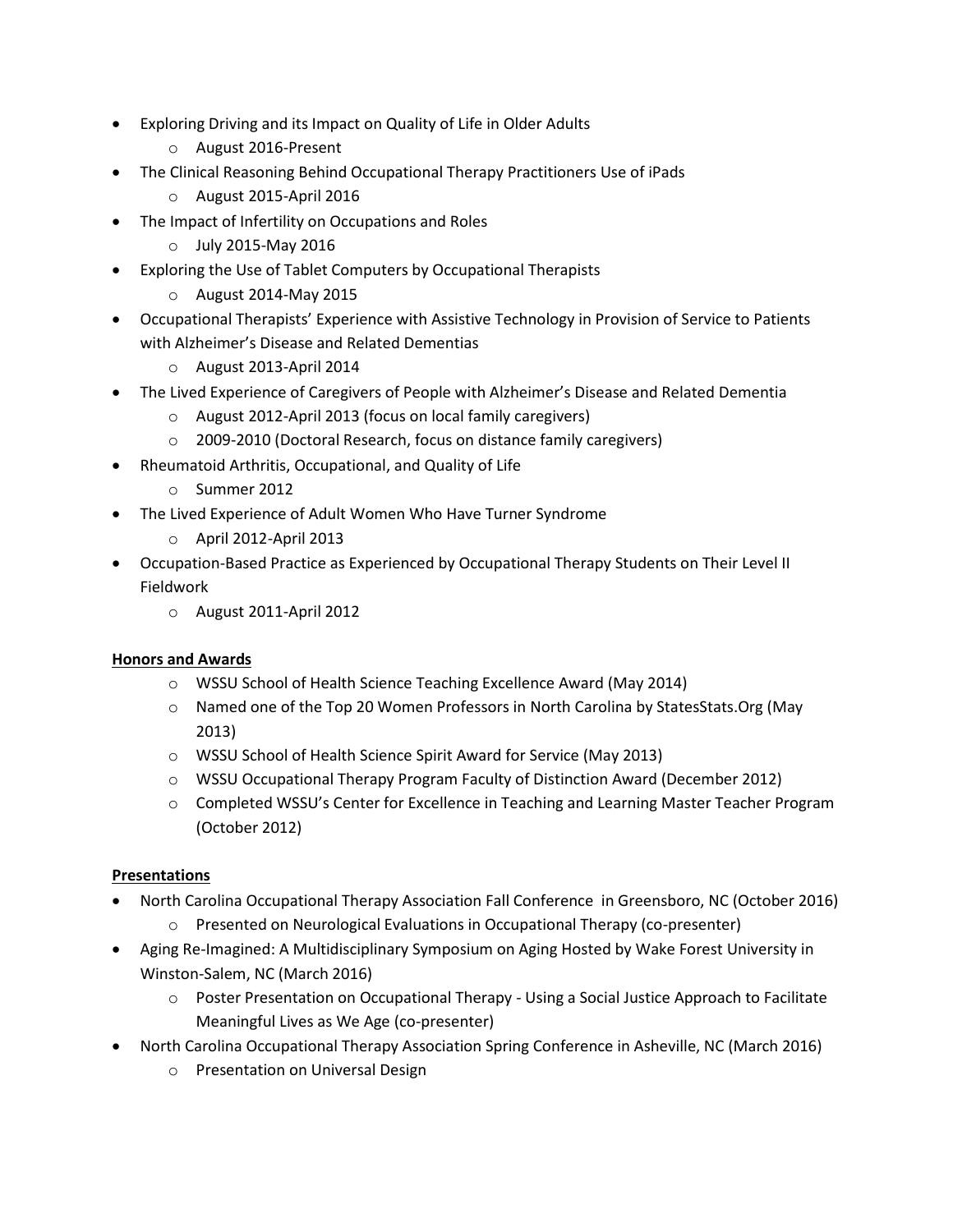- Exploring Driving and its Impact on Quality of Life in Older Adults
  - August 2016-Present
- The Clinical Reasoning Behind Occupational Therapy Practitioners Use of iPads
  - August 2015-April 2016
- The Impact of Infertility on Occupations and Roles
  - July 2015-May 2016
- Exploring the Use of Tablet Computers by Occupational Therapists
  - August 2014-May 2015
- Occupational Therapists' Experience with Assistive Technology in Provision of Service to Patients with Alzheimer's Disease and Related Dementias
  - August 2013-April 2014
- The Lived Experience of Caregivers of People with Alzheimer's Disease and Related Dementia
  - August 2012-April 2013 (focus on local family caregivers)
  - 2009-2010 (Doctoral Research, focus on distance family caregivers)
- Rheumatoid Arthritis, Occupational, and Quality of Life
  - Summer 2012
- The Lived Experience of Adult Women Who Have Turner Syndrome
  - April 2012-April 2013
- Occupation-Based Practice as Experienced by Occupational Therapy Students on Their Level II Fieldwork
  - August 2011-April 2012

**Honors and Awards**

- WSSU School of Health Science Teaching Excellence Award (May 2014)
- Named one of the Top 20 Women Professors in North Carolina by StatesStats.Org (May 2013)
- WSSU School of Health Science Spirit Award for Service (May 2013)
- WSSU Occupational Therapy Program Faculty of Distinction Award (December 2012)
- Completed WSSU's Center for Excellence in Teaching and Learning Master Teacher Program (October 2012)

**Presentations**

- North Carolina Occupational Therapy Association Fall Conference in Greensboro, NC (October 2016)
  - Presented on Neurological Evaluations in Occupational Therapy (co-presenter)
- Aging Re-Imagined: A Multidisciplinary Symposium on Aging Hosted by Wake Forest University in Winston-Salem, NC (March 2016)
  - Poster Presentation on Occupational Therapy - Using a Social Justice Approach to Facilitate Meaningful Lives as We Age (co-presenter)
- North Carolina Occupational Therapy Association Spring Conference in Asheville, NC (March 2016)
  - Presentation on Universal Design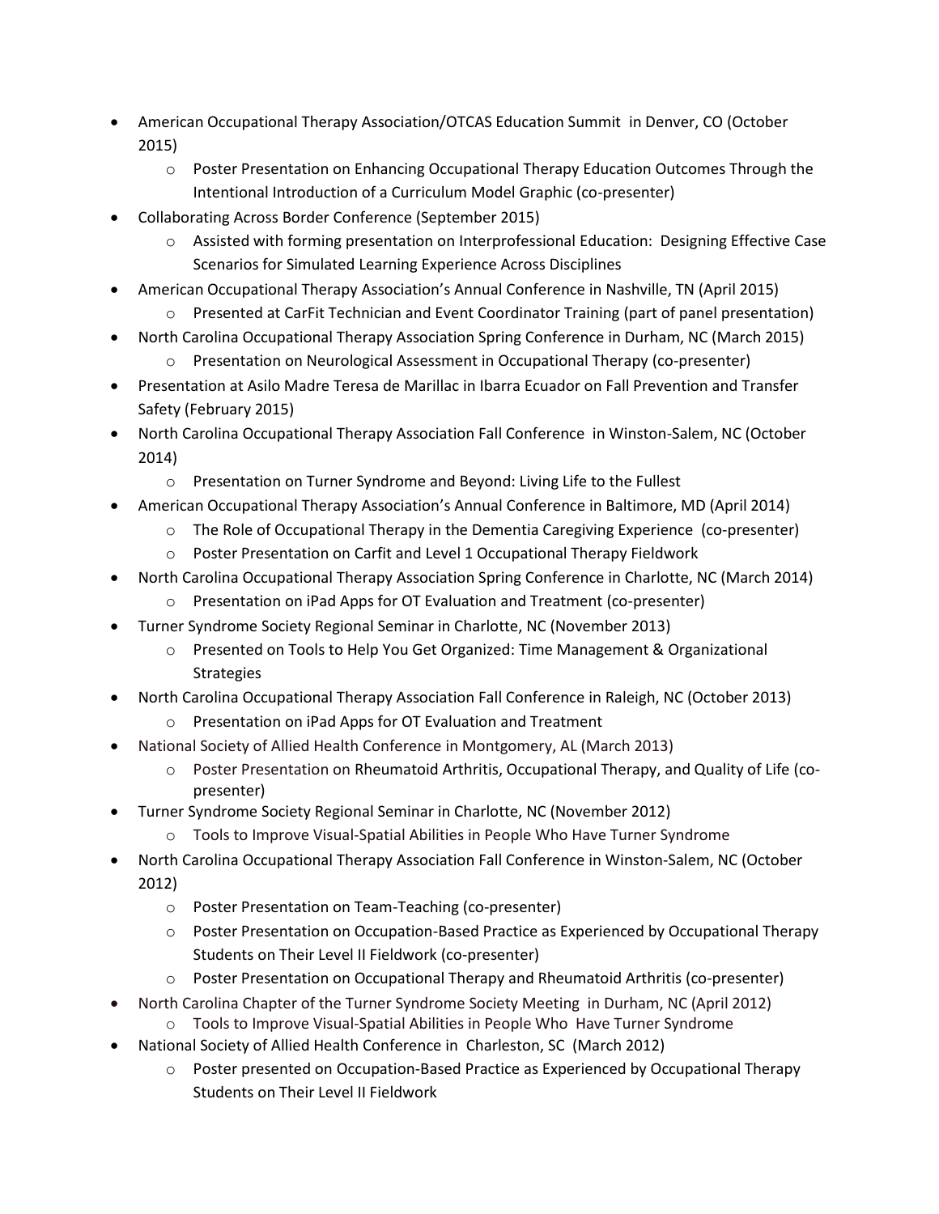- American Occupational Therapy Association/OTCAS Education Summit in Denver, CO (October 2015)
  - Poster Presentation on Enhancing Occupational Therapy Education Outcomes Through the Intentional Introduction of a Curriculum Model Graphic (co-presenter)
- Collaborating Across Border Conference (September 2015)
  - Assisted with forming presentation on Interprofessional Education: Designing Effective Case Scenarios for Simulated Learning Experience Across Disciplines
- American Occupational Therapy Association's Annual Conference in Nashville, TN (April 2015)
  - Presented at CarFit Technician and Event Coordinator Training (part of panel presentation)
- North Carolina Occupational Therapy Association Spring Conference in Durham, NC (March 2015)
  - Presentation on Neurological Assessment in Occupational Therapy (co-presenter)
- Presentation at Asilo Madre Teresa de Marillac in Ibarra Ecuador on Fall Prevention and Transfer Safety (February 2015)
- North Carolina Occupational Therapy Association Fall Conference in Winston-Salem, NC (October 2014)
  - Presentation on Turner Syndrome and Beyond: Living Life to the Fullest
- American Occupational Therapy Association's Annual Conference in Baltimore, MD (April 2014)
  - The Role of Occupational Therapy in the Dementia Caregiving Experience (co-presenter)
  - Poster Presentation on Carfit and Level 1 Occupational Therapy Fieldwork
- North Carolina Occupational Therapy Association Spring Conference in Charlotte, NC (March 2014)
  - Presentation on iPad Apps for OT Evaluation and Treatment (co-presenter)
- Turner Syndrome Society Regional Seminar in Charlotte, NC (November 2013)
  - Presented on Tools to Help You Get Organized: Time Management & Organizational Strategies
- North Carolina Occupational Therapy Association Fall Conference in Raleigh, NC (October 2013)
  - Presentation on iPad Apps for OT Evaluation and Treatment
- National Society of Allied Health Conference in Montgomery, AL (March 2013)
  - Poster Presentation on Rheumatoid Arthritis, Occupational Therapy, and Quality of Life (co-presenter)
- Turner Syndrome Society Regional Seminar in Charlotte, NC (November 2012)
  - Tools to Improve Visual-Spatial Abilities in People Who Have Turner Syndrome
- North Carolina Occupational Therapy Association Fall Conference in Winston-Salem, NC (October 2012)
  - Poster Presentation on Team-Teaching (co-presenter)
  - Poster Presentation on Occupation-Based Practice as Experienced by Occupational Therapy Students on Their Level II Fieldwork (co-presenter)
  - Poster Presentation on Occupational Therapy and Rheumatoid Arthritis (co-presenter)
- North Carolina Chapter of the Turner Syndrome Society Meeting in Durham, NC (April 2012)
  - Tools to Improve Visual-Spatial Abilities in People Who Have Turner Syndrome
- National Society of Allied Health Conference in Charleston, SC (March 2012)
  - Poster presented on Occupation-Based Practice as Experienced by Occupational Therapy Students on Their Level II Fieldwork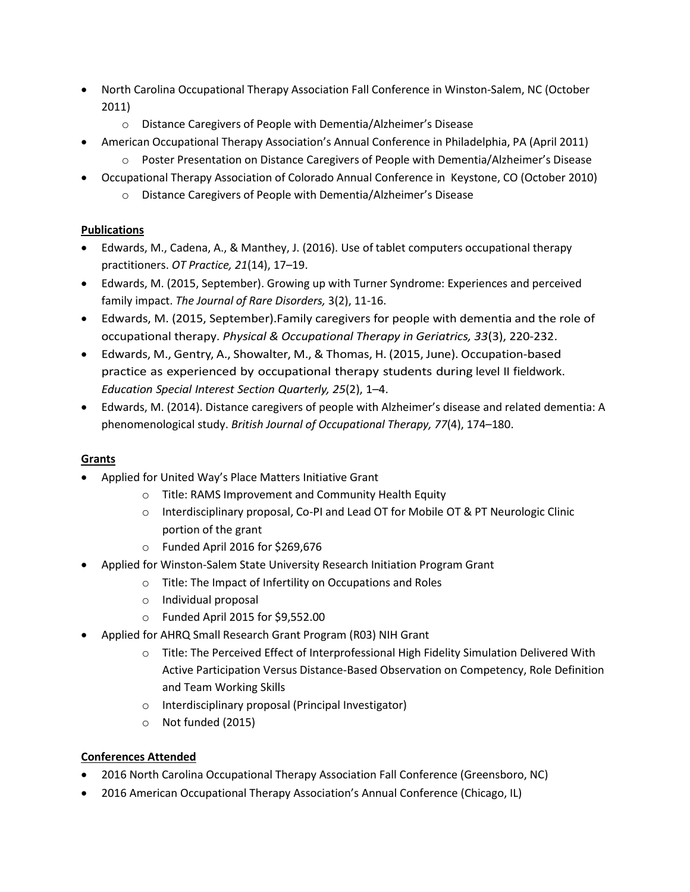- North Carolina Occupational Therapy Association Fall Conference in Winston-Salem, NC (October 2011)
    - Distance Caregivers of People with Dementia/Alzheimer's Disease
- American Occupational Therapy Association's Annual Conference in Philadelphia, PA (April 2011)
    - Poster Presentation on Distance Caregivers of People with Dementia/Alzheimer's Disease
- Occupational Therapy Association of Colorado Annual Conference in Keystone, CO (October 2010)
    - Distance Caregivers of People with Dementia/Alzheimer's Disease

**Publications**

- Edwards, M., Cadena, A., & Manthey, J. (2016). Use of tablet computers occupational therapy practitioners. *OT Practice, 21*(14), 17–19.
- Edwards, M. (2015, September). Growing up with Turner Syndrome: Experiences and perceived family impact. *The Journal of Rare Disorders,* 3(2), 11-16.
- Edwards, M. (2015, September).Family caregivers for people with dementia and the role of occupational therapy. *Physical & Occupational Therapy in Geriatrics, 33*(3), 220-232.
- Edwards, M., Gentry, A., Showalter, M., & Thomas, H. (2015, June). Occupation-based practice as experienced by occupational therapy students during level II fieldwork. *Education Special Interest Section Quarterly, 25*(2), 1–4.
- Edwards, M. (2014). Distance caregivers of people with Alzheimer's disease and related dementia: A phenomenological study. *British Journal of Occupational Therapy, 77*(4), 174–180.

**Grants**

- Applied for United Way's Place Matters Initiative Grant
    - Title: RAMS Improvement and Community Health Equity
    - Interdisciplinary proposal, Co-PI and Lead OT for Mobile OT & PT Neurologic Clinic portion of the grant
    - Funded April 2016 for $269,676
- Applied for Winston-Salem State University Research Initiation Program Grant
    - Title: The Impact of Infertility on Occupations and Roles
    - Individual proposal
    - Funded April 2015 for $9,552.00
- Applied for AHRQ Small Research Grant Program (R03) NIH Grant
    - Title: The Perceived Effect of Interprofessional High Fidelity Simulation Delivered With Active Participation Versus Distance-Based Observation on Competency, Role Definition and Team Working Skills
    - Interdisciplinary proposal (Principal Investigator)
    - Not funded (2015)

**Conferences Attended**

- 2016 North Carolina Occupational Therapy Association Fall Conference (Greensboro, NC)
- 2016 American Occupational Therapy Association's Annual Conference (Chicago, IL)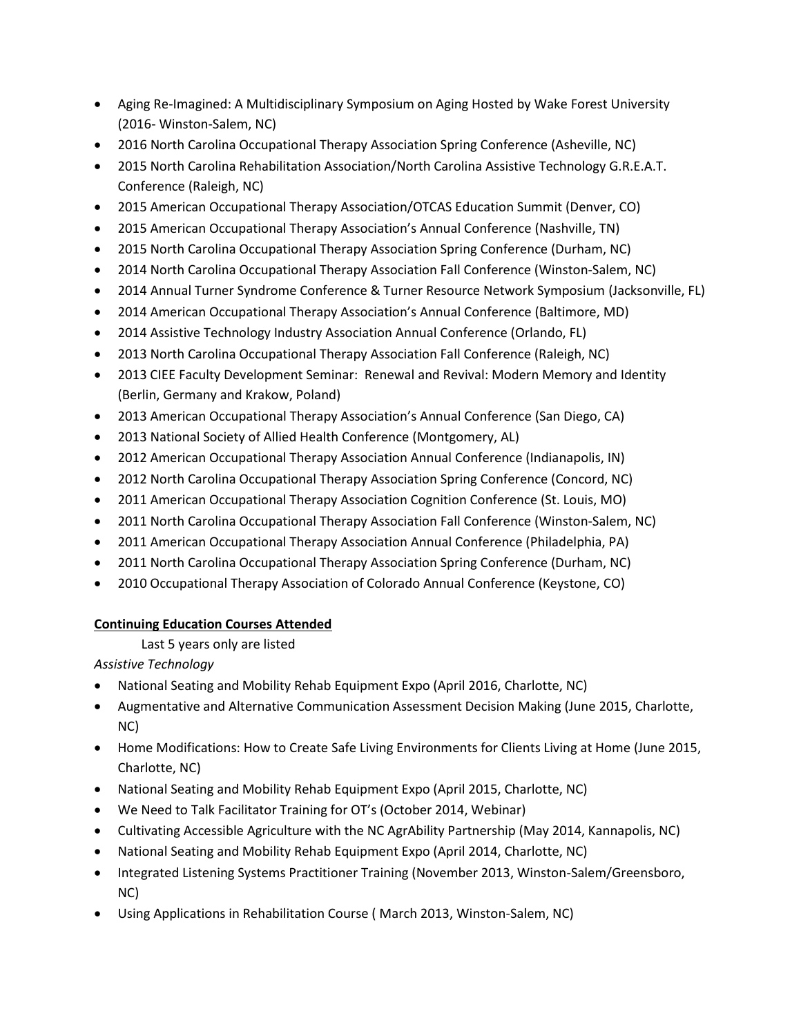- Aging Re-Imagined: A Multidisciplinary Symposium on Aging Hosted by Wake Forest University (2016- Winston-Salem, NC)
- 2016 North Carolina Occupational Therapy Association Spring Conference (Asheville, NC)
- 2015 North Carolina Rehabilitation Association/North Carolina Assistive Technology G.R.E.A.T. Conference (Raleigh, NC)
- 2015 American Occupational Therapy Association/OTCAS Education Summit (Denver, CO)
- 2015 American Occupational Therapy Association's Annual Conference (Nashville, TN)
- 2015 North Carolina Occupational Therapy Association Spring Conference (Durham, NC)
- 2014 North Carolina Occupational Therapy Association Fall Conference (Winston-Salem, NC)
- 2014 Annual Turner Syndrome Conference & Turner Resource Network Symposium (Jacksonville, FL)
- 2014 American Occupational Therapy Association's Annual Conference (Baltimore, MD)
- 2014 Assistive Technology Industry Association Annual Conference (Orlando, FL)
- 2013 North Carolina Occupational Therapy Association Fall Conference (Raleigh, NC)
- 2013 CIEE Faculty Development Seminar: Renewal and Revival: Modern Memory and Identity (Berlin, Germany and Krakow, Poland)
- 2013 American Occupational Therapy Association's Annual Conference (San Diego, CA)
- 2013 National Society of Allied Health Conference (Montgomery, AL)
- 2012 American Occupational Therapy Association Annual Conference (Indianapolis, IN)
- 2012 North Carolina Occupational Therapy Association Spring Conference (Concord, NC)
- 2011 American Occupational Therapy Association Cognition Conference (St. Louis, MO)
- 2011 North Carolina Occupational Therapy Association Fall Conference (Winston-Salem, NC)
- 2011 American Occupational Therapy Association Annual Conference (Philadelphia, PA)
- 2011 North Carolina Occupational Therapy Association Spring Conference (Durham, NC)
- 2010 Occupational Therapy Association of Colorado Annual Conference (Keystone, CO)

**Continuing Education Courses Attended**

Last 5 years only are listed

*Assistive Technology*

- National Seating and Mobility Rehab Equipment Expo (April 2016, Charlotte, NC)
- Augmentative and Alternative Communication Assessment Decision Making (June 2015, Charlotte, NC)
- Home Modifications: How to Create Safe Living Environments for Clients Living at Home (June 2015, Charlotte, NC)
- National Seating and Mobility Rehab Equipment Expo (April 2015, Charlotte, NC)
- We Need to Talk Facilitator Training for OT's (October 2014, Webinar)
- Cultivating Accessible Agriculture with the NC AgrAbility Partnership (May 2014, Kannapolis, NC)
- National Seating and Mobility Rehab Equipment Expo (April 2014, Charlotte, NC)
- Integrated Listening Systems Practitioner Training (November 2013, Winston-Salem/Greensboro, NC)
- Using Applications in Rehabilitation Course ( March 2013, Winston-Salem, NC)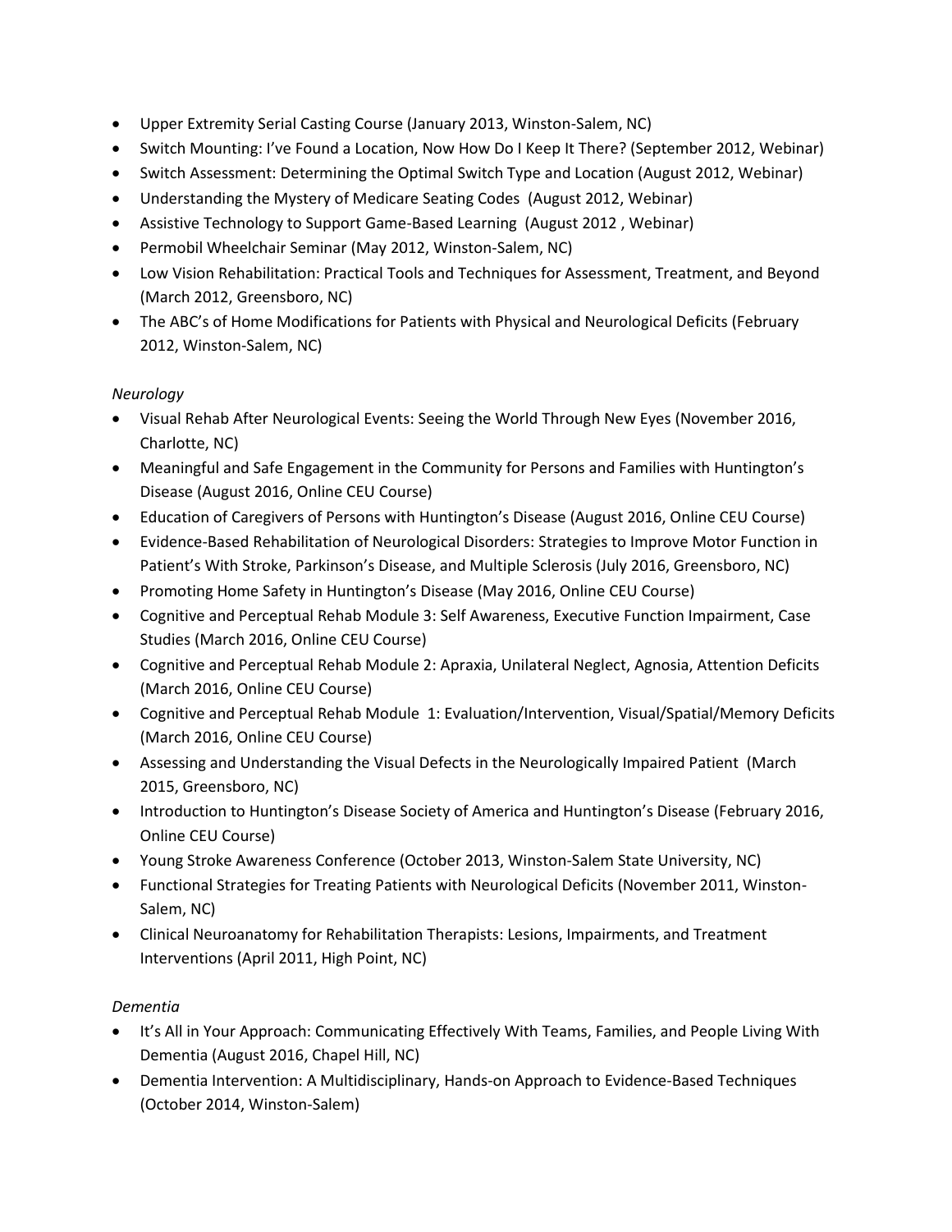- Upper Extremity Serial Casting Course (January 2013, Winston-Salem, NC)
- Switch Mounting: I've Found a Location, Now How Do I Keep It There? (September 2012, Webinar)
- Switch Assessment: Determining the Optimal Switch Type and Location (August 2012, Webinar)
- Understanding the Mystery of Medicare Seating Codes (August 2012, Webinar)
- Assistive Technology to Support Game-Based Learning (August 2012 , Webinar)
- Permobil Wheelchair Seminar (May 2012, Winston-Salem, NC)
- Low Vision Rehabilitation: Practical Tools and Techniques for Assessment, Treatment, and Beyond (March 2012, Greensboro, NC)
- The ABC's of Home Modifications for Patients with Physical and Neurological Deficits (February 2012, Winston-Salem, NC)

*Neurology*

- Visual Rehab After Neurological Events: Seeing the World Through New Eyes (November 2016, Charlotte, NC)
- Meaningful and Safe Engagement in the Community for Persons and Families with Huntington's Disease (August 2016, Online CEU Course)
- Education of Caregivers of Persons with Huntington's Disease (August 2016, Online CEU Course)
- Evidence-Based Rehabilitation of Neurological Disorders: Strategies to Improve Motor Function in Patient's With Stroke, Parkinson's Disease, and Multiple Sclerosis (July 2016, Greensboro, NC)
- Promoting Home Safety in Huntington's Disease (May 2016, Online CEU Course)
- Cognitive and Perceptual Rehab Module 3: Self Awareness, Executive Function Impairment, Case Studies (March 2016, Online CEU Course)
- Cognitive and Perceptual Rehab Module 2: Apraxia, Unilateral Neglect, Agnosia, Attention Deficits (March 2016, Online CEU Course)
- Cognitive and Perceptual Rehab Module 1: Evaluation/Intervention, Visual/Spatial/Memory Deficits (March 2016, Online CEU Course)
- Assessing and Understanding the Visual Defects in the Neurologically Impaired Patient (March 2015, Greensboro, NC)
- Introduction to Huntington's Disease Society of America and Huntington's Disease (February 2016, Online CEU Course)
- Young Stroke Awareness Conference (October 2013, Winston-Salem State University, NC)
- Functional Strategies for Treating Patients with Neurological Deficits (November 2011, Winston-Salem, NC)
- Clinical Neuroanatomy for Rehabilitation Therapists: Lesions, Impairments, and Treatment Interventions (April 2011, High Point, NC)

*Dementia*

- It's All in Your Approach: Communicating Effectively With Teams, Families, and People Living With Dementia (August 2016, Chapel Hill, NC)
- Dementia Intervention: A Multidisciplinary, Hands-on Approach to Evidence-Based Techniques (October 2014, Winston-Salem)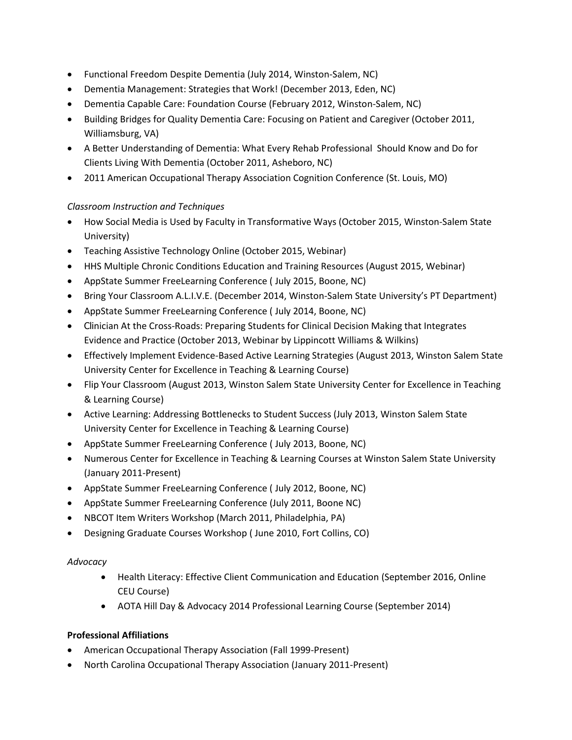- Functional Freedom Despite Dementia (July 2014, Winston-Salem, NC)
- Dementia Management: Strategies that Work! (December 2013, Eden, NC)
- Dementia Capable Care: Foundation Course (February 2012, Winston-Salem, NC)
- Building Bridges for Quality Dementia Care: Focusing on Patient and Caregiver (October 2011, Williamsburg, VA)
- A Better Understanding of Dementia: What Every Rehab Professional Should Know and Do for Clients Living With Dementia (October 2011, Asheboro, NC)
- 2011 American Occupational Therapy Association Cognition Conference (St. Louis, MO)

*Classroom Instruction and Techniques*

- How Social Media is Used by Faculty in Transformative Ways (October 2015, Winston-Salem State University)
- Teaching Assistive Technology Online (October 2015, Webinar)
- HHS Multiple Chronic Conditions Education and Training Resources (August 2015, Webinar)
- AppState Summer FreeLearning Conference ( July 2015, Boone, NC)
- Bring Your Classroom A.L.I.V.E. (December 2014, Winston-Salem State University's PT Department)
- AppState Summer FreeLearning Conference ( July 2014, Boone, NC)
- Clinician At the Cross-Roads: Preparing Students for Clinical Decision Making that Integrates Evidence and Practice (October 2013, Webinar by Lippincott Williams & Wilkins)
- Effectively Implement Evidence-Based Active Learning Strategies (August 2013, Winston Salem State University Center for Excellence in Teaching & Learning Course)
- Flip Your Classroom (August 2013, Winston Salem State University Center for Excellence in Teaching & Learning Course)
- Active Learning: Addressing Bottlenecks to Student Success (July 2013, Winston Salem State University Center for Excellence in Teaching & Learning Course)
- AppState Summer FreeLearning Conference ( July 2013, Boone, NC)
- Numerous Center for Excellence in Teaching & Learning Courses at Winston Salem State University (January 2011-Present)
- AppState Summer FreeLearning Conference ( July 2012, Boone, NC)
- AppState Summer FreeLearning Conference (July 2011, Boone NC)
- NBCOT Item Writers Workshop (March 2011, Philadelphia, PA)
- Designing Graduate Courses Workshop ( June 2010, Fort Collins, CO)

*Advocacy*

- Health Literacy: Effective Client Communication and Education (September 2016, Online CEU Course)
- AOTA Hill Day & Advocacy 2014 Professional Learning Course (September 2014)

**Professional Affiliations**

- American Occupational Therapy Association (Fall 1999-Present)
- North Carolina Occupational Therapy Association (January 2011-Present)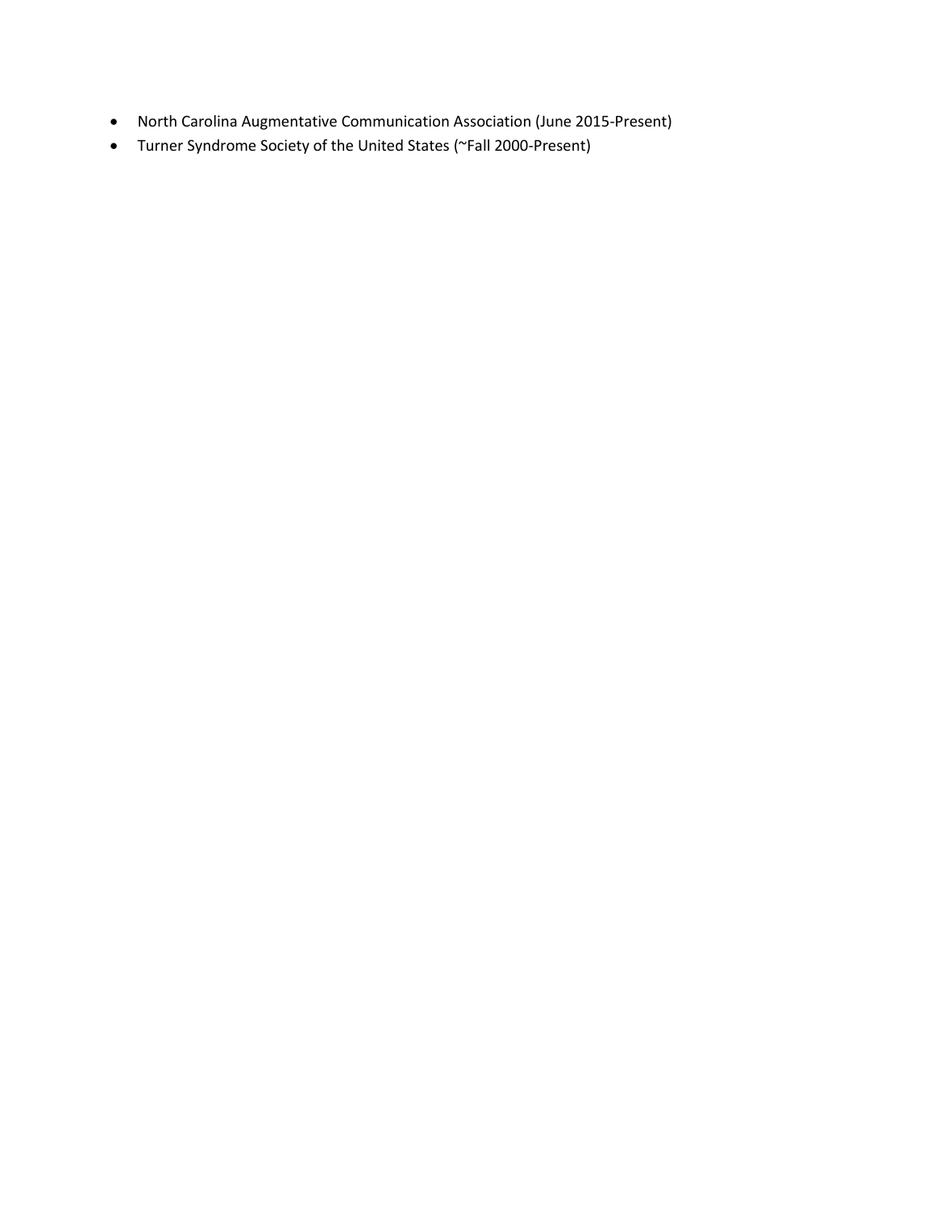- North Carolina Augmentative Communication Association (June 2015-Present)
- Turner Syndrome Society of the United States (~Fall 2000-Present)